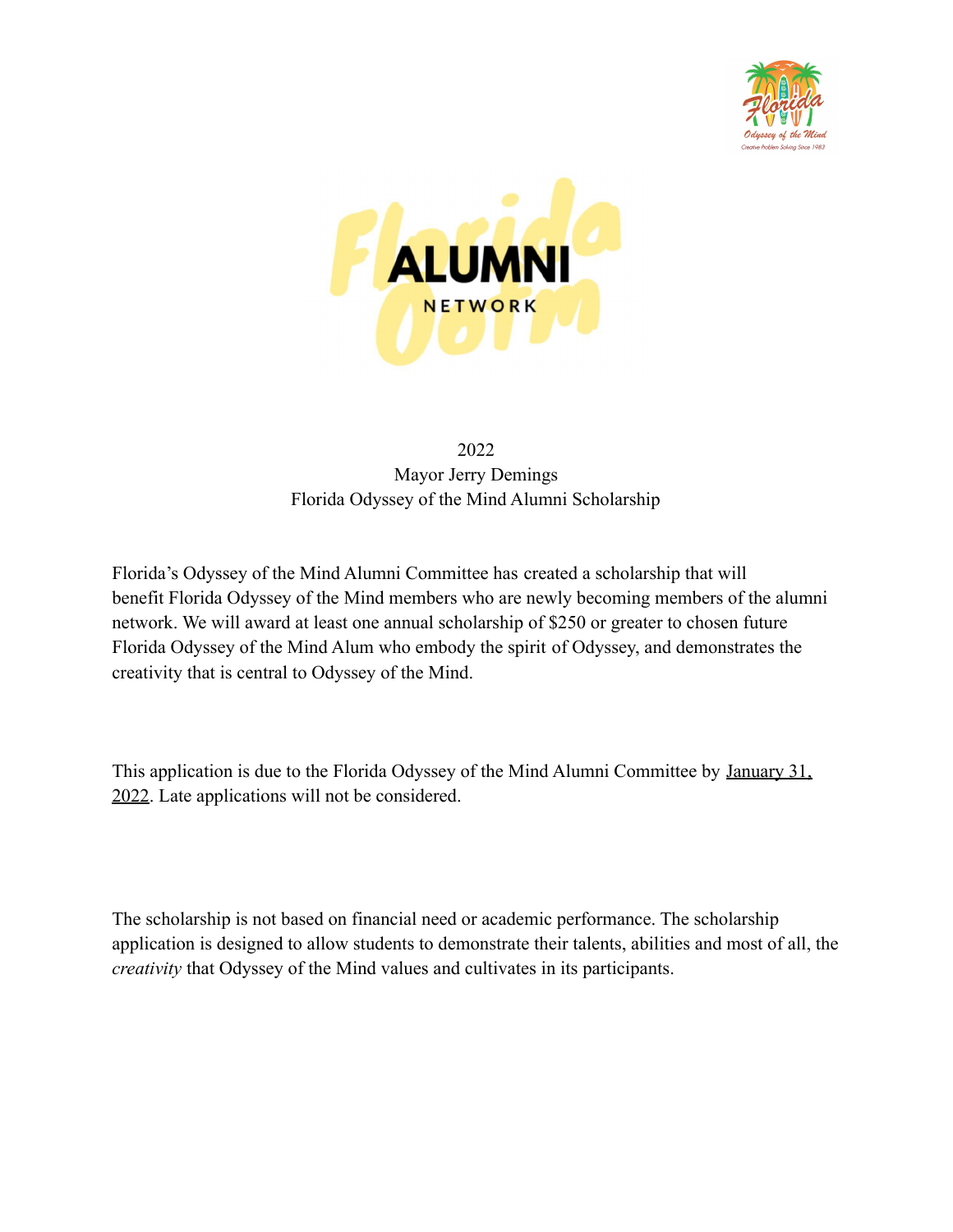# 2022
# Mayor Jerry Demings
# Florida Odyssey of the Mind Alumni Scholarship

Florida's Odyssey of the Mind Alumni Committee has created a scholarship that will benefit Florida Odyssey of the Mind members who are newly becoming members of the alumni network. We will award at least one annual scholarship of $250 or greater to chosen future Florida Odyssey of the Mind Alum who embody the spirit of Odyssey, and demonstrates the creativity that is central to Odyssey of the Mind.

This application is due to the Florida Odyssey of the Mind Alumni Committee by January 31, 2022. Late applications will not be considered.

The scholarship is not based on financial need or academic performance. The scholarship application is designed to allow students to demonstrate their talents, abilities and most of all, the *creativity* that Odyssey of the Mind values and cultivates in its participants.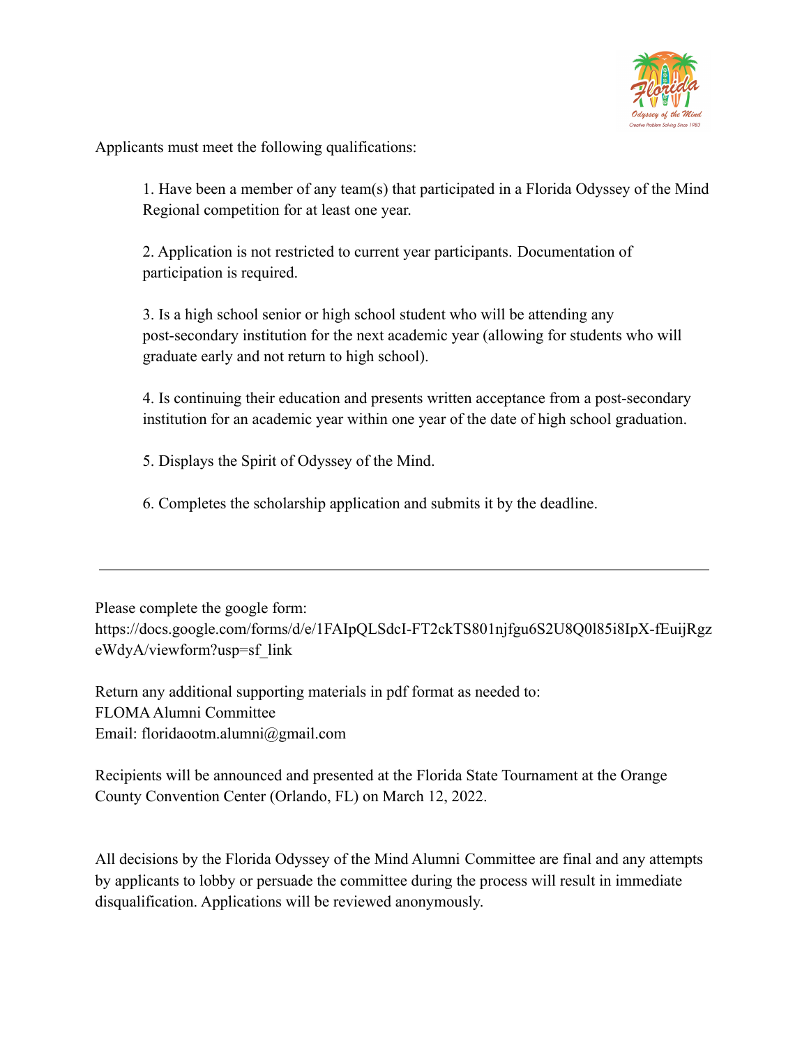Applicants must meet the following qualifications:

1. Have been a member of any team(s) that participated in a Florida Odyssey of the Mind Regional competition for at least one year.

2. Application is not restricted to current year participants. Documentation of participation is required.

3. Is a high school senior or high school student who will be attending any post-secondary institution for the next academic year (allowing for students who will graduate early and not return to high school).

4. Is continuing their education and presents written acceptance from a post-secondary institution for an academic year within one year of the date of high school graduation.

5. Displays the Spirit of Odyssey of the Mind.

6. Completes the scholarship application and submits it by the deadline.

---

Please complete the google form:
https://docs.google.com/forms/d/e/1FAIpQLSdcI-FT2ckTS801njfgu6S2U8Q0l85i8IpX-fEuijRgzeWdyA/viewform?usp=sf_link

Return any additional supporting materials in pdf format as needed to:
FLOMA Alumni Committee
Email: floridaootm.alumni@gmail.com

Recipients will be announced and presented at the Florida State Tournament at the Orange County Convention Center (Orlando, FL) on March 12, 2022.

All decisions by the Florida Odyssey of the Mind Alumni Committee are final and any attempts by applicants to lobby or persuade the committee during the process will result in immediate disqualification. Applications will be reviewed anonymously.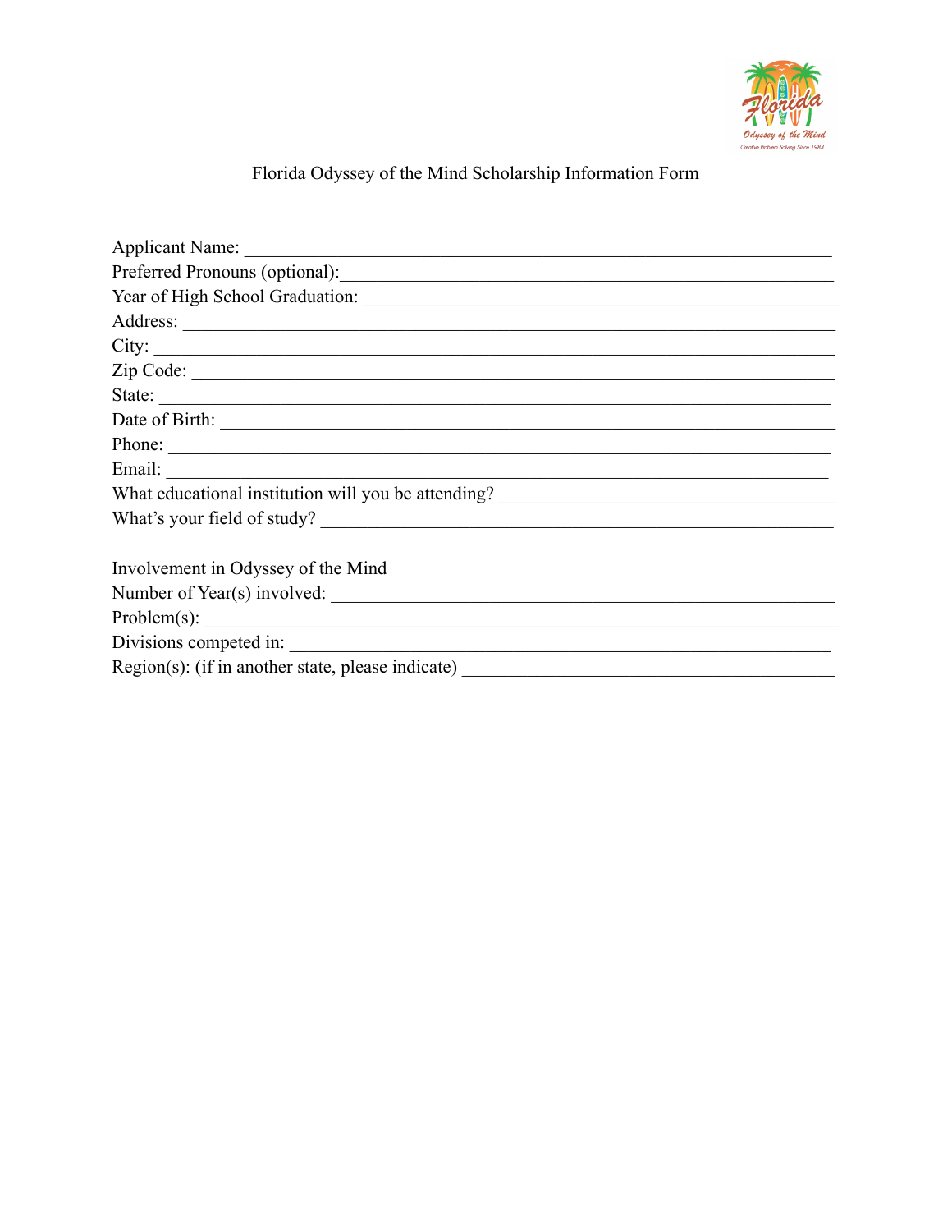# Florida Odyssey of the Mind Scholarship Information Form

Applicant Name: ______________________________________________________________

Preferred Pronouns (optional):________________________________________________

Year of High School Graduation: _____________________________________________

Address: _____________________________________________________________________

City: ________________________________________________________________________

Zip Code: ____________________________________________________________________

State: _______________________________________________________________________

Date of Birth: _______________________________________________________________

Phone: _______________________________________________________________________

Email: _______________________________________________________________________

What educational institution will you be attending? _________________________

What's your field of study? __________________________________________________

Involvement in Odyssey of the Mind

Number of Year(s) involved: __________________________________________________

Problem(s): __________________________________________________________________

Divisions competed in: _______________________________________________________

Region(s): (if in another state, please indicate) ___________________________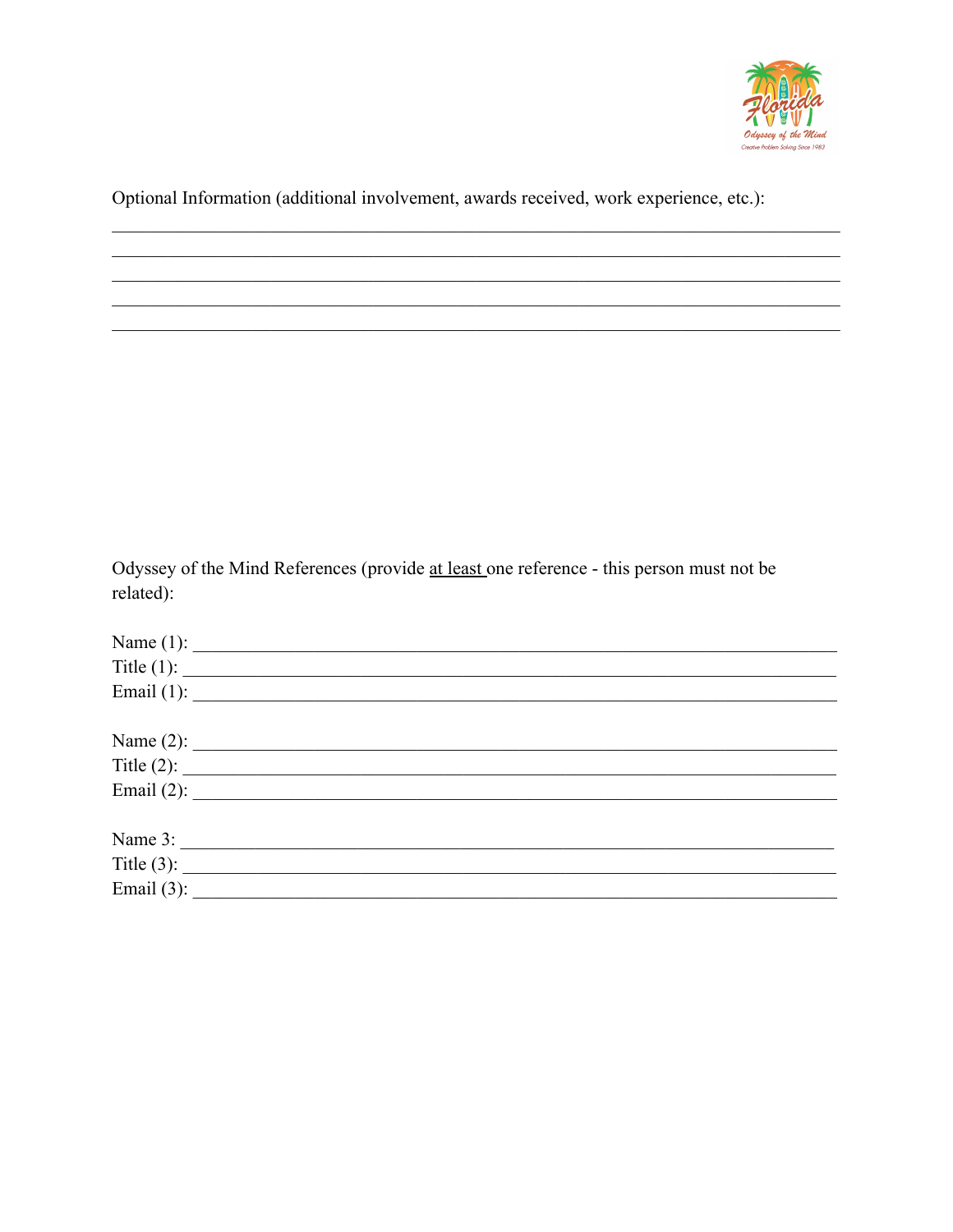Optional Information (additional involvement, awards received, work experience, etc.):

\_\_\_\_\_\_\_\_\_\_\_\_\_\_\_\_\_\_\_\_\_\_\_\_\_\_\_\_\_\_\_\_\_\_\_\_\_\_\_\_\_\_\_\_\_\_\_\_\_\_\_\_\_\_\_\_\_\_\_\_\_\_\_\_\_\_\_\_\_\_\_\_\_\_\_\_
\_\_\_\_\_\_\_\_\_\_\_\_\_\_\_\_\_\_\_\_\_\_\_\_\_\_\_\_\_\_\_\_\_\_\_\_\_\_\_\_\_\_\_\_\_\_\_\_\_\_\_\_\_\_\_\_\_\_\_\_\_\_\_\_\_\_\_\_\_\_\_\_\_\_\_\_
\_\_\_\_\_\_\_\_\_\_\_\_\_\_\_\_\_\_\_\_\_\_\_\_\_\_\_\_\_\_\_\_\_\_\_\_\_\_\_\_\_\_\_\_\_\_\_\_\_\_\_\_\_\_\_\_\_\_\_\_\_\_\_\_\_\_\_\_\_\_\_\_\_\_\_\_
\_\_\_\_\_\_\_\_\_\_\_\_\_\_\_\_\_\_\_\_\_\_\_\_\_\_\_\_\_\_\_\_\_\_\_\_\_\_\_\_\_\_\_\_\_\_\_\_\_\_\_\_\_\_\_\_\_\_\_\_\_\_\_\_\_\_\_\_\_\_\_\_\_\_\_\_
\_\_\_\_\_\_\_\_\_\_\_\_\_\_\_\_\_\_\_\_\_\_\_\_\_\_\_\_\_\_\_\_\_\_\_\_\_\_\_\_\_\_\_\_\_\_\_\_\_\_\_\_\_\_\_\_\_\_\_\_\_\_\_\_\_\_\_\_\_\_\_\_\_\_\_\_

Odyssey of the Mind References (provide <u>at least</u> one reference - this person must not be related):

Name (1): \_\_\_\_\_\_\_\_\_\_\_\_\_\_\_\_\_\_\_\_\_\_\_\_\_\_\_\_\_\_\_\_\_\_\_\_\_\_\_\_\_\_\_\_\_\_\_\_\_\_\_\_\_\_\_\_\_\_\_\_\_\_\_\_
Title (1): \_\_\_\_\_\_\_\_\_\_\_\_\_\_\_\_\_\_\_\_\_\_\_\_\_\_\_\_\_\_\_\_\_\_\_\_\_\_\_\_\_\_\_\_\_\_\_\_\_\_\_\_\_\_\_\_\_\_\_\_\_\_\_\_\_
Email (1): \_\_\_\_\_\_\_\_\_\_\_\_\_\_\_\_\_\_\_\_\_\_\_\_\_\_\_\_\_\_\_\_\_\_\_\_\_\_\_\_\_\_\_\_\_\_\_\_\_\_\_\_\_\_\_\_\_\_\_\_\_\_\_\_

Name (2): \_\_\_\_\_\_\_\_\_\_\_\_\_\_\_\_\_\_\_\_\_\_\_\_\_\_\_\_\_\_\_\_\_\_\_\_\_\_\_\_\_\_\_\_\_\_\_\_\_\_\_\_\_\_\_\_\_\_\_\_\_\_\_\_
Title (2): \_\_\_\_\_\_\_\_\_\_\_\_\_\_\_\_\_\_\_\_\_\_\_\_\_\_\_\_\_\_\_\_\_\_\_\_\_\_\_\_\_\_\_\_\_\_\_\_\_\_\_\_\_\_\_\_\_\_\_\_\_\_\_\_\_
Email (2): \_\_\_\_\_\_\_\_\_\_\_\_\_\_\_\_\_\_\_\_\_\_\_\_\_\_\_\_\_\_\_\_\_\_\_\_\_\_\_\_\_\_\_\_\_\_\_\_\_\_\_\_\_\_\_\_\_\_\_\_\_\_\_\_

Name 3: \_\_\_\_\_\_\_\_\_\_\_\_\_\_\_\_\_\_\_\_\_\_\_\_\_\_\_\_\_\_\_\_\_\_\_\_\_\_\_\_\_\_\_\_\_\_\_\_\_\_\_\_\_\_\_\_\_\_\_\_\_\_\_\_\_
Title (3): \_\_\_\_\_\_\_\_\_\_\_\_\_\_\_\_\_\_\_\_\_\_\_\_\_\_\_\_\_\_\_\_\_\_\_\_\_\_\_\_\_\_\_\_\_\_\_\_\_\_\_\_\_\_\_\_\_\_\_\_\_\_\_\_\_
Email (3): \_\_\_\_\_\_\_\_\_\_\_\_\_\_\_\_\_\_\_\_\_\_\_\_\_\_\_\_\_\_\_\_\_\_\_\_\_\_\_\_\_\_\_\_\_\_\_\_\_\_\_\_\_\_\_\_\_\_\_\_\_\_\_\_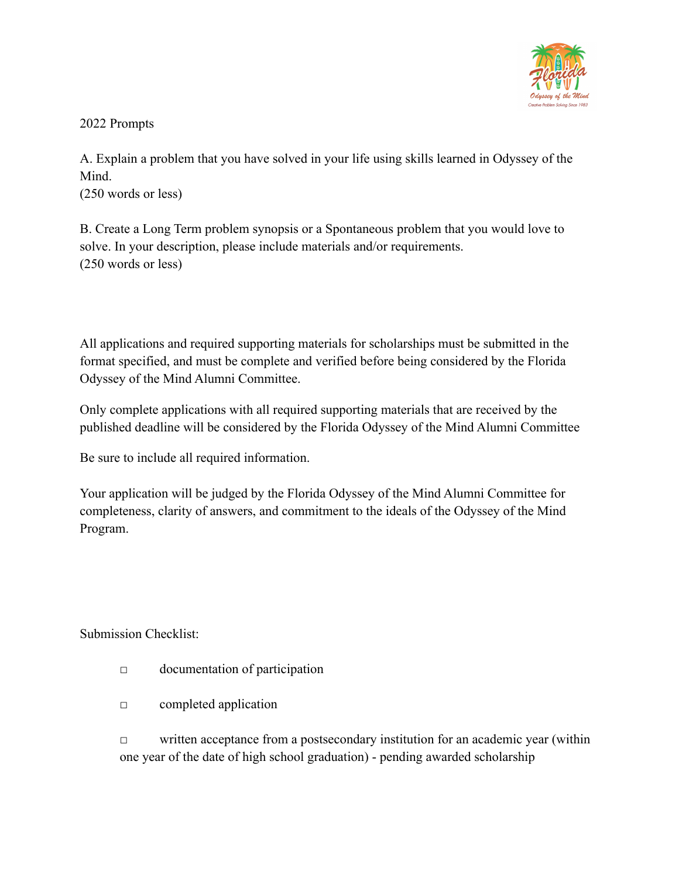2022 Prompts

A. Explain a problem that you have solved in your life using skills learned in Odyssey of the Mind.
(250 words or less)

B. Create a Long Term problem synopsis or a Spontaneous problem that you would love to solve. In your description, please include materials and/or requirements.
(250 words or less)

All applications and required supporting materials for scholarships must be submitted in the format specified, and must be complete and verified before being considered by the Florida Odyssey of the Mind Alumni Committee.

Only complete applications with all required supporting materials that are received by the published deadline will be considered by the Florida Odyssey of the Mind Alumni Committee

Be sure to include all required information.

Your application will be judged by the Florida Odyssey of the Mind Alumni Committee for completeness, clarity of answers, and commitment to the ideals of the Odyssey of the Mind Program.

Submission Checklist:

- ☐ documentation of participation
- ☐ completed application
- ☐ written acceptance from a postsecondary institution for an academic year (within one year of the date of high school graduation) - pending awarded scholarship